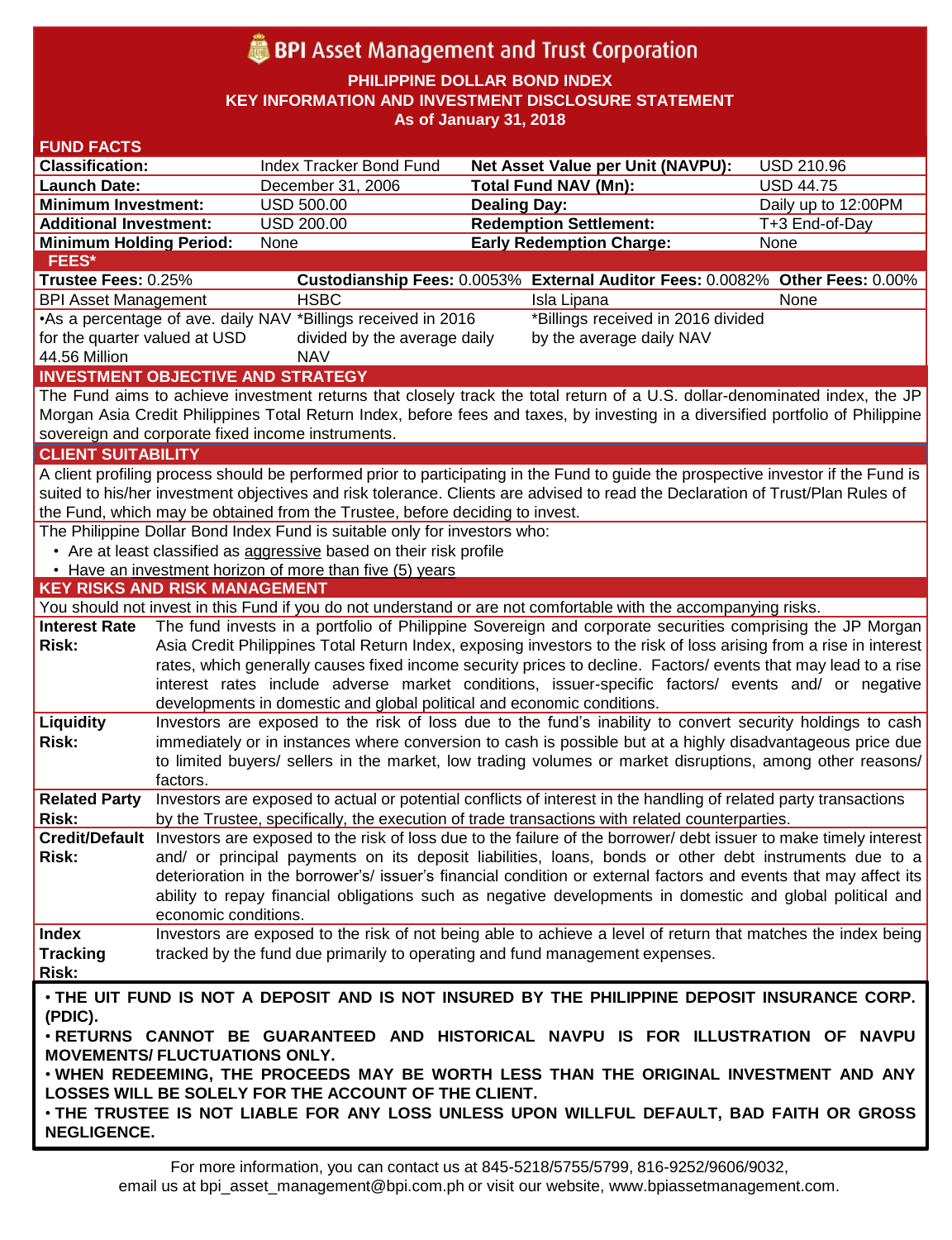# BPI Asset Management and Trust Corporation

## PHILIPPINE DOLLAR BOND INDEX
## KEY INFORMATION AND INVESTMENT DISCLOSURE STATEMENT
### As of January 31, 2018

## FUND FACTS

| | | | |
|---|---|---|---|
| **Classification:** | Index Tracker Bond Fund | **Net Asset Value per Unit (NAVPU):** | USD 210.96 |
| **Launch Date:** | December 31, 2006 | **Total Fund NAV (Mn):** | USD 44.75 |
| **Minimum Investment:** | USD 500.00 | **Dealing Day:** | Daily up to 12:00PM |
| **Additional Investment:** | USD 200.00 | **Redemption Settlement:** | T+3 End-of-Day |
| **Minimum Holding Period:** | None | **Early Redemption Charge:** | None |

## FEES*

| **Trustee Fees:** 0.25% | **Custodianship Fees:** 0.0053% | **External Auditor Fees:** 0.0082% | **Other Fees:** 0.00% |
|---|---|---|---|
| BPI Asset Management | HSBC | Isla Lipana | None |
| •As a percentage of ave. daily NAV for the quarter valued at USD 44.56 Million | *Billings received in 2016 divided by the average daily NAV | *Billings received in 2016 divided by the average daily NAV | |

## INVESTMENT OBJECTIVE AND STRATEGY

The Fund aims to achieve investment returns that closely track the total return of a U.S. dollar-denominated index, the JP Morgan Asia Credit Philippines Total Return Index, before fees and taxes, by investing in a diversified portfolio of Philippine sovereign and corporate fixed income instruments.

## CLIENT SUITABILITY

A client profiling process should be performed prior to participating in the Fund to guide the prospective investor if the Fund is suited to his/her investment objectives and risk tolerance. Clients are advised to read the Declaration of Trust/Plan Rules of the Fund, which may be obtained from the Trustee, before deciding to invest.

The Philippine Dollar Bond Index Fund is suitable only for investors who:

- Are at least classified as aggressive based on their risk profile
- Have an investment horizon of more than five (5) years

## KEY RISKS AND RISK MANAGEMENT

You should not invest in this Fund if you do not understand or are not comfortable with the accompanying risks.

| | |
|---|---|
| **Interest Rate Risk:** | The fund invests in a portfolio of Philippine Sovereign and corporate securities comprising the JP Morgan Asia Credit Philippines Total Return Index, exposing investors to the risk of loss arising from a rise in interest rates, which generally causes fixed income security prices to decline. Factors/ events that may lead to a rise interest rates include adverse market conditions, issuer-specific factors/ events and/ or negative developments in domestic and global political and economic conditions. |
| **Liquidity Risk:** | Investors are exposed to the risk of loss due to the fund's inability to convert security holdings to cash immediately or in instances where conversion to cash is possible but at a highly disadvantageous price due to limited buyers/ sellers in the market, low trading volumes or market disruptions, among other reasons/ factors. |
| **Related Party Risk:** | Investors are exposed to actual or potential conflicts of interest in the handling of related party transactions by the Trustee, specifically, the execution of trade transactions with related counterparties. |
| **Credit/Default Risk:** | Investors are exposed to the risk of loss due to the failure of the borrower/ debt issuer to make timely interest and/ or principal payments on its deposit liabilities, loans, bonds or other debt instruments due to a deterioration in the borrower's/ issuer's financial condition or external factors and events that may affect its ability to repay financial obligations such as negative developments in domestic and global political and economic conditions. |
| **Index Tracking Risk:** | Investors are exposed to the risk of not being able to achieve a level of return that matches the index being tracked by the fund due primarily to operating and fund management expenses. |

**• THE UIT FUND IS NOT A DEPOSIT AND IS NOT INSURED BY THE PHILIPPINE DEPOSIT INSURANCE CORP. (PDIC).**

**• RETURNS CANNOT BE GUARANTEED AND HISTORICAL NAVPU IS FOR ILLUSTRATION OF NAVPU MOVEMENTS/ FLUCTUATIONS ONLY.**

**• WHEN REDEEMING, THE PROCEEDS MAY BE WORTH LESS THAN THE ORIGINAL INVESTMENT AND ANY LOSSES WILL BE SOLELY FOR THE ACCOUNT OF THE CLIENT.**

**• THE TRUSTEE IS NOT LIABLE FOR ANY LOSS UNLESS UPON WILLFUL DEFAULT, BAD FAITH OR GROSS NEGLIGENCE.**

For more information, you can contact us at 845-5218/5755/5799, 816-9252/9606/9032, email us at bpi_asset_management@bpi.com.ph or visit our website, www.bpiassetmanagement.com.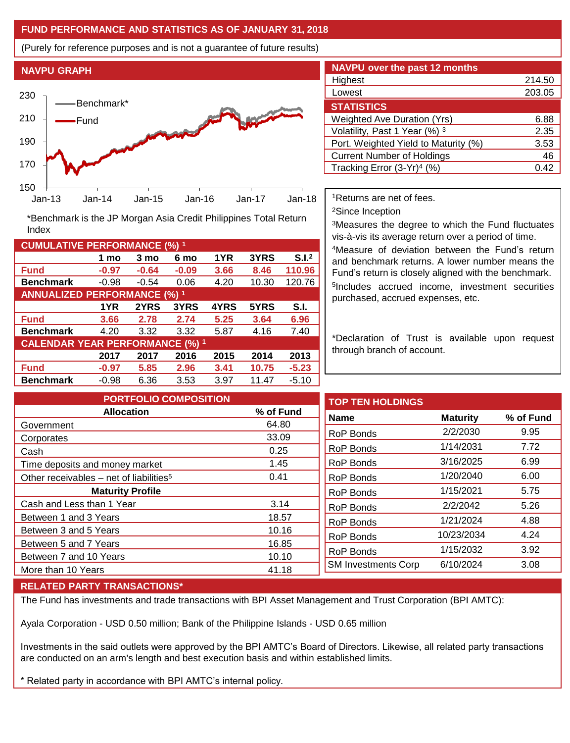## FUND PERFORMANCE AND STATISTICS AS OF JANUARY 31, 2018

(Purely for reference purposes and is not a guarantee of future results)

### NAVPU GRAPH

*Benchmark is the JP Morgan Asia Credit Philippines Total Return Index

### NAVPU over the past 12 months

| | |
|---|---|
| Highest | 214.50 |
| Lowest | 203.05 |

### STATISTICS

| | |
|---|---|
| Weighted Ave Duration (Yrs) | 6.88 |
| Volatility, Past 1 Year (%) [3] | 2.35 |
| Port. Weighted Yield to Maturity (%) | 3.53 |
| Current Number of Holdings | 46 |
| Tracking Error (3-Yr)[4] (%) | 0.42 |

### CUMULATIVE PERFORMANCE (%) [1]

| | 1 mo | 3 mo | 6 mo | 1YR | 3YRS | S.I.[2] |
|---|---|---|---|---|---|---|
| **Fund** | **-0.97** | **-0.64** | **-0.09** | **3.66** | **8.46** | **110.96** |
| **Benchmark** | -0.98 | -0.54 | 0.06 | 4.20 | 10.30 | 120.76 |

### ANNUALIZED PERFORMANCE (%) [1]

| | 1YR | 2YRS | 3YRS | 4YRS | 5YRS | S.I. |
|---|---|---|---|---|---|---|
| **Fund** | **3.66** | **2.78** | **2.74** | **5.25** | **3.64** | **6.96** |
| **Benchmark** | 4.20 | 3.32 | 3.32 | 5.87 | 4.16 | 7.40 |

### CALENDAR YEAR PERFORMANCE (%) [1]

| | 2017 | 2017 | 2016 | 2015 | 2014 | 2013 |
|---|---|---|---|---|---|---|
| **Fund** | **-0.97** | **5.85** | **2.96** | **3.41** | **10.75** | **-5.23** |
| **Benchmark** | -0.98 | 6.36 | 3.53 | 3.97 | 11.47 | -5.10 |

[1]Returns are net of fees.

[2]Since Inception

[3]Measures the degree to which the Fund fluctuates vis-à-vis its average return over a period of time.

[4]Measure of deviation between the Fund's return and benchmark returns. A lower number means the Fund's return is closely aligned with the benchmark.

[5]Includes accrued income, investment securities purchased, accrued expenses, etc.

*Declaration of Trust is available upon request through branch of account.

### PORTFOLIO COMPOSITION

| Allocation | % of Fund |
|---|---|
| Government | 64.80 |
| Corporates | 33.09 |
| Cash | 0.25 |
| Time deposits and money market | 1.45 |
| Other receivables – net of liabilities[5] | 0.41 |
| **Maturity Profile** | |
| Cash and Less than 1 Year | 3.14 |
| Between 1 and 3 Years | 18.57 |
| Between 3 and 5 Years | 10.16 |
| Between 5 and 7 Years | 16.85 |
| Between 7 and 10 Years | 10.10 |
| More than 10 Years | 41.18 |

### TOP TEN HOLDINGS

| Name | Maturity | % of Fund |
|---|---|---|
| RoP Bonds | 2/2/2030 | 9.95 |
| RoP Bonds | 1/14/2031 | 7.72 |
| RoP Bonds | 3/16/2025 | 6.99 |
| RoP Bonds | 1/20/2040 | 6.00 |
| RoP Bonds | 1/15/2021 | 5.75 |
| RoP Bonds | 2/2/2042 | 5.26 |
| RoP Bonds | 1/21/2024 | 4.88 |
| RoP Bonds | 10/23/2034 | 4.24 |
| RoP Bonds | 1/15/2032 | 3.92 |
| SM Investments Corp | 6/10/2024 | 3.08 |

### RELATED PARTY TRANSACTIONS*

The Fund has investments and trade transactions with BPI Asset Management and Trust Corporation (BPI AMTC):

Ayala Corporation - USD 0.50 million; Bank of the Philippine Islands - USD 0.65 million

Investments in the said outlets were approved by the BPI AMTC's Board of Directors. Likewise, all related party transactions are conducted on an arm's length and best execution basis and within established limits.

* Related party in accordance with BPI AMTC's internal policy.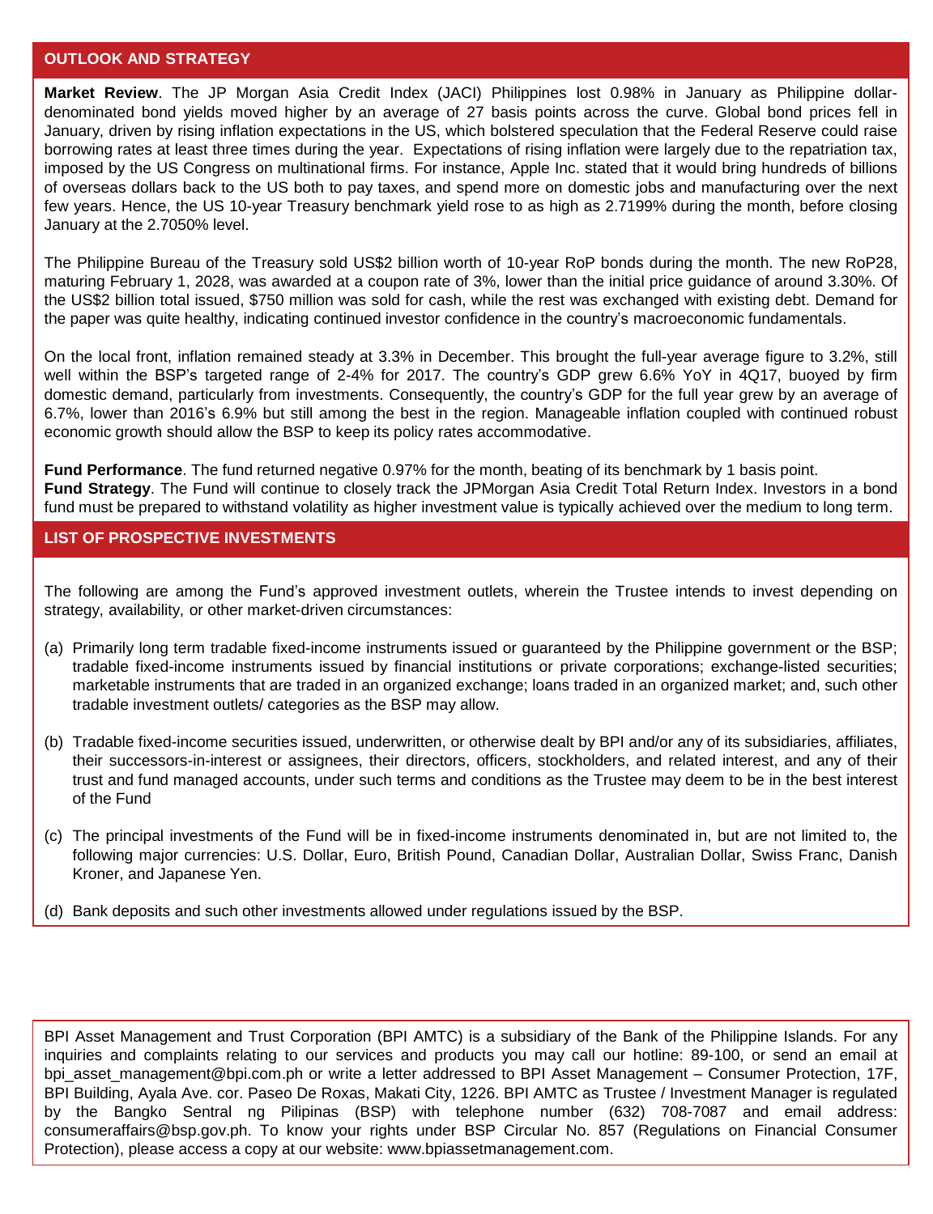## OUTLOOK AND STRATEGY

**Market Review**. The JP Morgan Asia Credit Index (JACI) Philippines lost 0.98% in January as Philippine dollar-denominated bond yields moved higher by an average of 27 basis points across the curve. Global bond prices fell in January, driven by rising inflation expectations in the US, which bolstered speculation that the Federal Reserve could raise borrowing rates at least three times during the year. Expectations of rising inflation were largely due to the repatriation tax, imposed by the US Congress on multinational firms. For instance, Apple Inc. stated that it would bring hundreds of billions of overseas dollars back to the US both to pay taxes, and spend more on domestic jobs and manufacturing over the next few years. Hence, the US 10-year Treasury benchmark yield rose to as high as 2.7199% during the month, before closing January at the 2.7050% level.

The Philippine Bureau of the Treasury sold US$2 billion worth of 10-year RoP bonds during the month. The new RoP28, maturing February 1, 2028, was awarded at a coupon rate of 3%, lower than the initial price guidance of around 3.30%. Of the US$2 billion total issued, $750 million was sold for cash, while the rest was exchanged with existing debt. Demand for the paper was quite healthy, indicating continued investor confidence in the country's macroeconomic fundamentals.

On the local front, inflation remained steady at 3.3% in December. This brought the full-year average figure to 3.2%, still well within the BSP's targeted range of 2-4% for 2017. The country's GDP grew 6.6% YoY in 4Q17, buoyed by firm domestic demand, particularly from investments. Consequently, the country's GDP for the full year grew by an average of 6.7%, lower than 2016's 6.9% but still among the best in the region. Manageable inflation coupled with continued robust economic growth should allow the BSP to keep its policy rates accommodative.

**Fund Performance**. The fund returned negative 0.97% for the month, beating of its benchmark by 1 basis point.
**Fund Strategy**. The Fund will continue to closely track the JPMorgan Asia Credit Total Return Index. Investors in a bond fund must be prepared to withstand volatility as higher investment value is typically achieved over the medium to long term.

## LIST OF PROSPECTIVE INVESTMENTS

The following are among the Fund's approved investment outlets, wherein the Trustee intends to invest depending on strategy, availability, or other market-driven circumstances:

(a) Primarily long term tradable fixed-income instruments issued or guaranteed by the Philippine government or the BSP; tradable fixed-income instruments issued by financial institutions or private corporations; exchange-listed securities; marketable instruments that are traded in an organized exchange; loans traded in an organized market; and, such other tradable investment outlets/ categories as the BSP may allow.

(b) Tradable fixed-income securities issued, underwritten, or otherwise dealt by BPI and/or any of its subsidiaries, affiliates, their successors-in-interest or assignees, their directors, officers, stockholders, and related interest, and any of their trust and fund managed accounts, under such terms and conditions as the Trustee may deem to be in the best interest of the Fund

(c) The principal investments of the Fund will be in fixed-income instruments denominated in, but are not limited to, the following major currencies: U.S. Dollar, Euro, British Pound, Canadian Dollar, Australian Dollar, Swiss Franc, Danish Kroner, and Japanese Yen.

(d) Bank deposits and such other investments allowed under regulations issued by the BSP.

BPI Asset Management and Trust Corporation (BPI AMTC) is a subsidiary of the Bank of the Philippine Islands. For any inquiries and complaints relating to our services and products you may call our hotline: 89-100, or send an email at bpi_asset_management@bpi.com.ph or write a letter addressed to BPI Asset Management – Consumer Protection, 17F, BPI Building, Ayala Ave. cor. Paseo De Roxas, Makati City, 1226. BPI AMTC as Trustee / Investment Manager is regulated by the Bangko Sentral ng Pilipinas (BSP) with telephone number (632) 708-7087 and email address: consumeraffairs@bsp.gov.ph. To know your rights under BSP Circular No. 857 (Regulations on Financial Consumer Protection), please access a copy at our website: www.bpiassetmanagement.com.